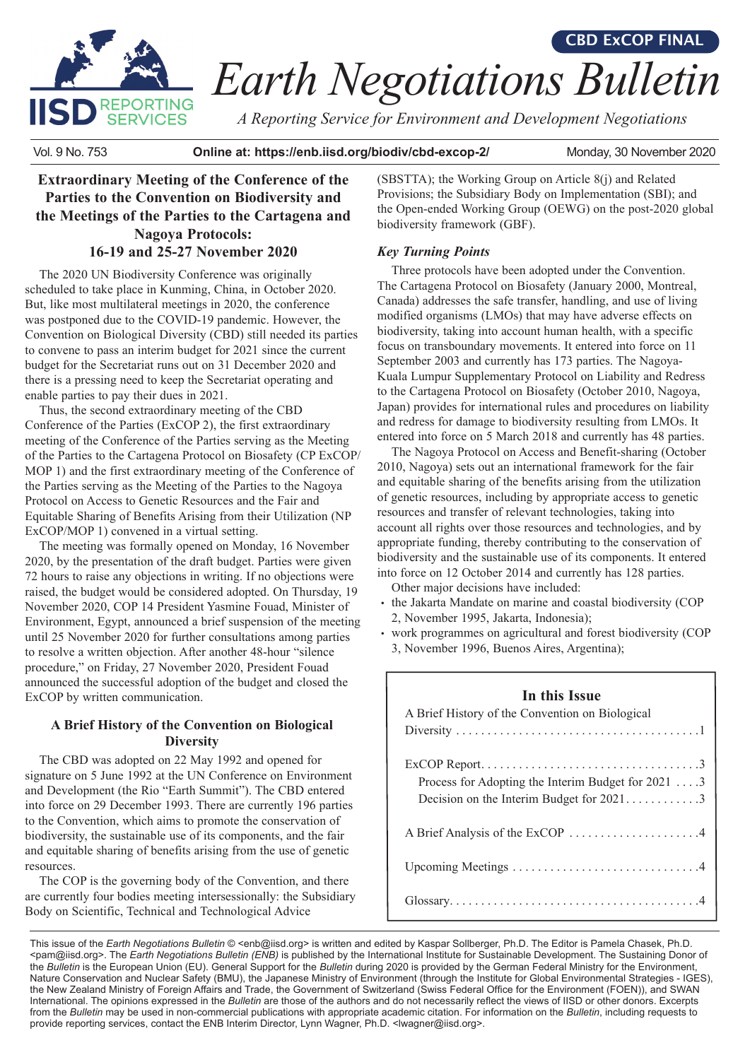CBD ExCOP FINAL

# Earth Negotiations Bulletin

*A Reporting Service for Environment and Development Negotiations*

Vol. 9 No. 753 **Online at: https://enb.iisd.org/biodiv/cbd-excop-2/** Monday, 30 November 2020

## Extraordinary Meeting of the Conference of the Parties to the Convention on Biodiversity and the Meetings of the Parties to the Cartagena and Nagoya Protocols: 16-19 and 25-27 November 2020

The 2020 UN Biodiversity Conference was originally scheduled to take place in Kunming, China, in October 2020. But, like most multilateral meetings in 2020, the conference was postponed due to the COVID-19 pandemic. However, the Convention on Biological Diversity (CBD) still needed its parties to convene to pass an interim budget for 2021 since the current budget for the Secretariat runs out on 31 December 2020 and there is a pressing need to keep the Secretariat operating and enable parties to pay their dues in 2021.

Thus, the second extraordinary meeting of the CBD Conference of the Parties (ExCOP 2), the first extraordinary meeting of the Conference of the Parties serving as the Meeting of the Parties to the Cartagena Protocol on Biosafety (CP ExCOP/MOP 1) and the first extraordinary meeting of the Conference of the Parties serving as the Meeting of the Parties to the Nagoya Protocol on Access to Genetic Resources and the Fair and Equitable Sharing of Benefits Arising from their Utilization (NP ExCOP/MOP 1) convened in a virtual setting.

The meeting was formally opened on Monday, 16 November 2020, by the presentation of the draft budget. Parties were given 72 hours to raise any objections in writing. If no objections were raised, the budget would be considered adopted. On Thursday, 19 November 2020, COP 14 President Yasmine Fouad, Minister of Environment, Egypt, announced a brief suspension of the meeting until 25 November 2020 for further consultations among parties to resolve a written objection. After another 48-hour "silence procedure," on Friday, 27 November 2020, President Fouad announced the successful adoption of the budget and closed the ExCOP by written communication.

### A Brief History of the Convention on Biological Diversity

The CBD was adopted on 22 May 1992 and opened for signature on 5 June 1992 at the UN Conference on Environment and Development (the Rio "Earth Summit"). The CBD entered into force on 29 December 1993. There are currently 196 parties to the Convention, which aims to promote the conservation of biodiversity, the sustainable use of its components, and the fair and equitable sharing of benefits arising from the use of genetic resources.

The COP is the governing body of the Convention, and there are currently four bodies meeting intersessionally: the Subsidiary Body on Scientific, Technical and Technological Advice (SBSTTA); the Working Group on Article 8(j) and Related Provisions; the Subsidiary Body on Implementation (SBI); and the Open-ended Working Group (OEWG) on the post-2020 global biodiversity framework (GBF).

#### *Key Turning Points*

Three protocols have been adopted under the Convention. The Cartagena Protocol on Biosafety (January 2000, Montreal, Canada) addresses the safe transfer, handling, and use of living modified organisms (LMOs) that may have adverse effects on biodiversity, taking into account human health, with a specific focus on transboundary movements. It entered into force on 11 September 2003 and currently has 173 parties. The Nagoya-Kuala Lumpur Supplementary Protocol on Liability and Redress to the Cartagena Protocol on Biosafety (October 2010, Nagoya, Japan) provides for international rules and procedures on liability and redress for damage to biodiversity resulting from LMOs. It entered into force on 5 March 2018 and currently has 48 parties.

The Nagoya Protocol on Access and Benefit-sharing (October 2010, Nagoya) sets out an international framework for the fair and equitable sharing of the benefits arising from the utilization of genetic resources, including by appropriate access to genetic resources and transfer of relevant technologies, taking into account all rights over those resources and technologies, and by appropriate funding, thereby contributing to the conservation of biodiversity and the sustainable use of its components. It entered into force on 12 October 2014 and currently has 128 parties.

Other major decisions have included:

- the Jakarta Mandate on marine and coastal biodiversity (COP 2, November 1995, Jakarta, Indonesia);
- work programmes on agricultural and forest biodiversity (COP 3, November 1996, Buenos Aires, Argentina);

| In this Issue | |
|---|---|
| A Brief History of the Convention on Biological Diversity | 1 |
| ExCOP Report | 3 |
| Process for Adopting the Interim Budget for 2021 | 3 |
| Decision on the Interim Budget for 2021 | 3 |
| A Brief Analysis of the ExCOP | 4 |
| Upcoming Meetings | 4 |
| Glossary | 4 |

This issue of the *Earth Negotiations Bulletin* © <enb@iisd.org> is written and edited by Kaspar Sollberger, Ph.D. The Editor is Pamela Chasek, Ph.D. <pam@iisd.org>. The *Earth Negotiations Bulletin (ENB)* is published by the International Institute for Sustainable Development. The Sustaining Donor of the *Bulletin* is the European Union (EU). General Support for the *Bulletin* during 2020 is provided by the German Federal Ministry for the Environment, Nature Conservation and Nuclear Safety (BMU), the Japanese Ministry of Environment (through the Institute for Global Environmental Strategies - IGES), the New Zealand Ministry of Foreign Affairs and Trade, the Government of Switzerland (Swiss Federal Office for the Environment (FOEN)), and SWAN International. The opinions expressed in the *Bulletin* are those of the authors and do not necessarily reflect the views of IISD or other donors. Excerpts from the *Bulletin* may be used in non-commercial publications with appropriate academic citation. For information on the *Bulletin*, including requests to provide reporting services, contact the ENB Interim Director, Lynn Wagner, Ph.D. <lwagner@iisd.org>.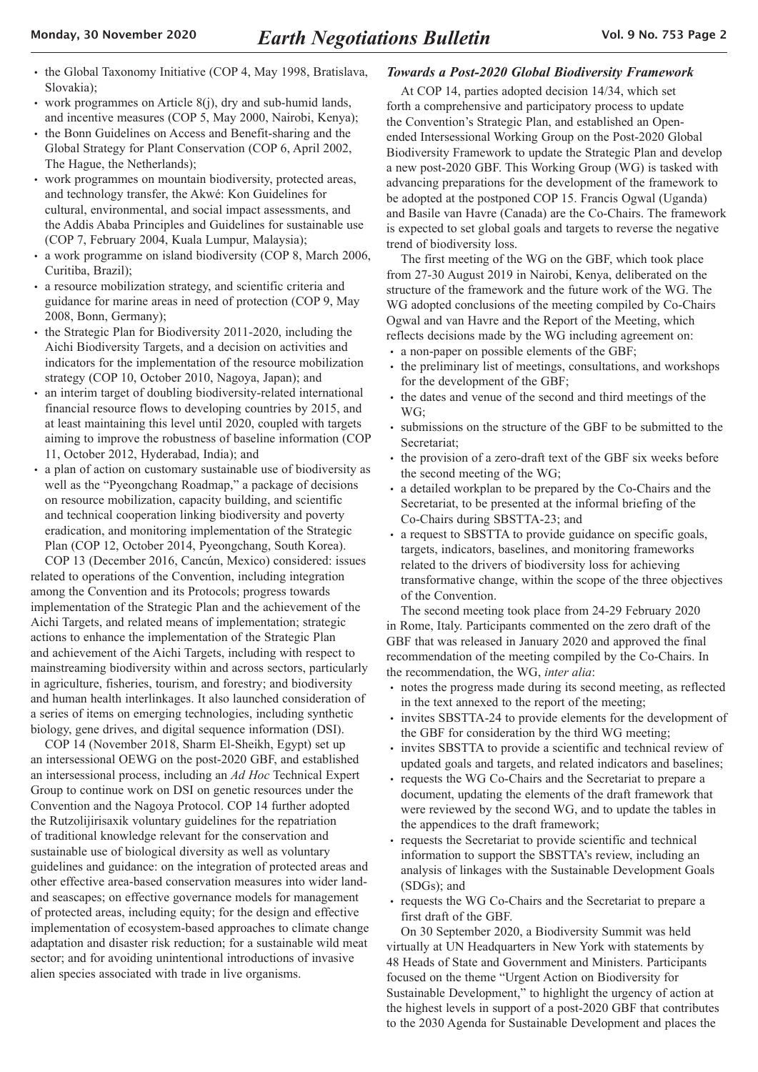- the Global Taxonomy Initiative (COP 4, May 1998, Bratislava, Slovakia);
- work programmes on Article 8(j), dry and sub-humid lands, and incentive measures (COP 5, May 2000, Nairobi, Kenya);
- the Bonn Guidelines on Access and Benefit-sharing and the Global Strategy for Plant Conservation (COP 6, April 2002, The Hague, the Netherlands);
- work programmes on mountain biodiversity, protected areas, and technology transfer, the Akwé: Kon Guidelines for cultural, environmental, and social impact assessments, and the Addis Ababa Principles and Guidelines for sustainable use (COP 7, February 2004, Kuala Lumpur, Malaysia);
- a work programme on island biodiversity (COP 8, March 2006, Curitiba, Brazil);
- a resource mobilization strategy, and scientific criteria and guidance for marine areas in need of protection (COP 9, May 2008, Bonn, Germany);
- the Strategic Plan for Biodiversity 2011-2020, including the Aichi Biodiversity Targets, and a decision on activities and indicators for the implementation of the resource mobilization strategy (COP 10, October 2010, Nagoya, Japan); and
- an interim target of doubling biodiversity-related international financial resource flows to developing countries by 2015, and at least maintaining this level until 2020, coupled with targets aiming to improve the robustness of baseline information (COP 11, October 2012, Hyderabad, India); and
- a plan of action on customary sustainable use of biodiversity as well as the "Pyeongchang Roadmap," a package of decisions on resource mobilization, capacity building, and scientific and technical cooperation linking biodiversity and poverty eradication, and monitoring implementation of the Strategic Plan (COP 12, October 2014, Pyeongchang, South Korea).

COP 13 (December 2016, Cancún, Mexico) considered: issues related to operations of the Convention, including integration among the Convention and its Protocols; progress towards implementation of the Strategic Plan and the achievement of the Aichi Targets, and related means of implementation; strategic actions to enhance the implementation of the Strategic Plan and achievement of the Aichi Targets, including with respect to mainstreaming biodiversity within and across sectors, particularly in agriculture, fisheries, tourism, and forestry; and biodiversity and human health interlinkages. It also launched consideration of a series of items on emerging technologies, including synthetic biology, gene drives, and digital sequence information (DSI).

COP 14 (November 2018, Sharm El-Sheikh, Egypt) set up an intersessional OEWG on the post-2020 GBF, and established an intersessional process, including an *Ad Hoc* Technical Expert Group to continue work on DSI on genetic resources under the Convention and the Nagoya Protocol. COP 14 further adopted the Rutzolijirisaxik voluntary guidelines for the repatriation of traditional knowledge relevant for the conservation and sustainable use of biological diversity as well as voluntary guidelines and guidance: on the integration of protected areas and other effective area-based conservation measures into wider land- and seascapes; on effective governance models for management of protected areas, including equity; for the design and effective implementation of ecosystem-based approaches to climate change adaptation and disaster risk reduction; for a sustainable wild meat sector; and for avoiding unintentional introductions of invasive alien species associated with trade in live organisms.

### *Towards a Post-2020 Global Biodiversity Framework*

At COP 14, parties adopted decision 14/34, which set forth a comprehensive and participatory process to update the Convention's Strategic Plan, and established an Open-ended Intersessional Working Group on the Post-2020 Global Biodiversity Framework to update the Strategic Plan and develop a new post-2020 GBF. This Working Group (WG) is tasked with advancing preparations for the development of the framework to be adopted at the postponed COP 15. Francis Ogwal (Uganda) and Basile van Havre (Canada) are the Co-Chairs. The framework is expected to set global goals and targets to reverse the negative trend of biodiversity loss.

The first meeting of the WG on the GBF, which took place from 27-30 August 2019 in Nairobi, Kenya, deliberated on the structure of the framework and the future work of the WG. The WG adopted conclusions of the meeting compiled by Co-Chairs Ogwal and van Havre and the Report of the Meeting, which reflects decisions made by the WG including agreement on:

- a non-paper on possible elements of the GBF;
- the preliminary list of meetings, consultations, and workshops for the development of the GBF;
- the dates and venue of the second and third meetings of the WG;
- submissions on the structure of the GBF to be submitted to the Secretariat;
- the provision of a zero-draft text of the GBF six weeks before the second meeting of the WG;
- a detailed workplan to be prepared by the Co-Chairs and the Secretariat, to be presented at the informal briefing of the Co-Chairs during SBSTTA-23; and
- a request to SBSTTA to provide guidance on specific goals, targets, indicators, baselines, and monitoring frameworks related to the drivers of biodiversity loss for achieving transformative change, within the scope of the three objectives of the Convention.

The second meeting took place from 24-29 February 2020 in Rome, Italy. Participants commented on the zero draft of the GBF that was released in January 2020 and approved the final recommendation of the meeting compiled by the Co-Chairs. In the recommendation, the WG, *inter alia*:

- notes the progress made during its second meeting, as reflected in the text annexed to the report of the meeting;
- invites SBSTTA-24 to provide elements for the development of the GBF for consideration by the third WG meeting;
- invites SBSTTA to provide a scientific and technical review of updated goals and targets, and related indicators and baselines;
- requests the WG Co-Chairs and the Secretariat to prepare a document, updating the elements of the draft framework that were reviewed by the second WG, and to update the tables in the appendices to the draft framework;
- requests the Secretariat to provide scientific and technical information to support the SBSTTA's review, including an analysis of linkages with the Sustainable Development Goals (SDGs); and
- requests the WG Co-Chairs and the Secretariat to prepare a first draft of the GBF.

On 30 September 2020, a Biodiversity Summit was held virtually at UN Headquarters in New York with statements by 48 Heads of State and Government and Ministers. Participants focused on the theme "Urgent Action on Biodiversity for Sustainable Development," to highlight the urgency of action at the highest levels in support of a post-2020 GBF that contributes to the 2030 Agenda for Sustainable Development and places the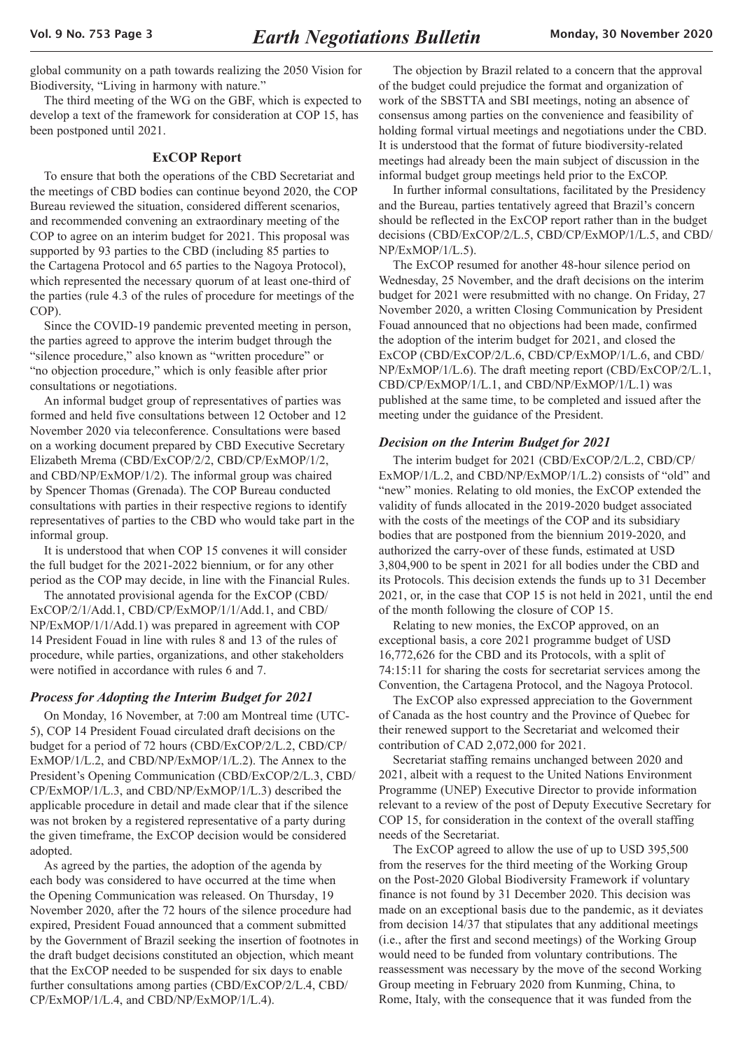global community on a path towards realizing the 2050 Vision for Biodiversity, "Living in harmony with nature."

The third meeting of the WG on the GBF, which is expected to develop a text of the framework for consideration at COP 15, has been postponed until 2021.

## ExCOP Report

To ensure that both the operations of the CBD Secretariat and the meetings of CBD bodies can continue beyond 2020, the COP Bureau reviewed the situation, considered different scenarios, and recommended convening an extraordinary meeting of the COP to agree on an interim budget for 2021. This proposal was supported by 93 parties to the CBD (including 85 parties to the Cartagena Protocol and 65 parties to the Nagoya Protocol), which represented the necessary quorum of at least one-third of the parties (rule 4.3 of the rules of procedure for meetings of the COP).

Since the COVID-19 pandemic prevented meeting in person, the parties agreed to approve the interim budget through the "silence procedure," also known as "written procedure" or "no objection procedure," which is only feasible after prior consultations or negotiations.

An informal budget group of representatives of parties was formed and held five consultations between 12 October and 12 November 2020 via teleconference. Consultations were based on a working document prepared by CBD Executive Secretary Elizabeth Mrema (CBD/ExCOP/2/2, CBD/CP/ExMOP/1/2, and CBD/NP/ExMOP/1/2). The informal group was chaired by Spencer Thomas (Grenada). The COP Bureau conducted consultations with parties in their respective regions to identify representatives of parties to the CBD who would take part in the informal group.

It is understood that when COP 15 convenes it will consider the full budget for the 2021-2022 biennium, or for any other period as the COP may decide, in line with the Financial Rules.

The annotated provisional agenda for the ExCOP (CBD/ExCOP/2/1/Add.1, CBD/CP/ExMOP/1/1/Add.1, and CBD/NP/ExMOP/1/1/Add.1) was prepared in agreement with COP 14 President Fouad in line with rules 8 and 13 of the rules of procedure, while parties, organizations, and other stakeholders were notified in accordance with rules 6 and 7.

### *Process for Adopting the Interim Budget for 2021*

On Monday, 16 November, at 7:00 am Montreal time (UTC-5), COP 14 President Fouad circulated draft decisions on the budget for a period of 72 hours (CBD/ExCOP/2/L.2, CBD/CP/ExMOP/1/L.2, and CBD/NP/ExMOP/1/L.2). The Annex to the President's Opening Communication (CBD/ExCOP/2/L.3, CBD/CP/ExMOP/1/L.3, and CBD/NP/ExMOP/1/L.3) described the applicable procedure in detail and made clear that if the silence was not broken by a registered representative of a party during the given timeframe, the ExCOP decision would be considered adopted.

As agreed by the parties, the adoption of the agenda by each body was considered to have occurred at the time when the Opening Communication was released. On Thursday, 19 November 2020, after the 72 hours of the silence procedure had expired, President Fouad announced that a comment submitted by the Government of Brazil seeking the insertion of footnotes in the draft budget decisions constituted an objection, which meant that the ExCOP needed to be suspended for six days to enable further consultations among parties (CBD/ExCOP/2/L.4, CBD/CP/ExMOP/1/L.4, and CBD/NP/ExMOP/1/L.4).

The objection by Brazil related to a concern that the approval of the budget could prejudice the format and organization of work of the SBSTTA and SBI meetings, noting an absence of consensus among parties on the convenience and feasibility of holding formal virtual meetings and negotiations under the CBD. It is understood that the format of future biodiversity-related meetings had already been the main subject of discussion in the informal budget group meetings held prior to the ExCOP.

In further informal consultations, facilitated by the Presidency and the Bureau, parties tentatively agreed that Brazil's concern should be reflected in the ExCOP report rather than in the budget decisions (CBD/ExCOP/2/L.5, CBD/CP/ExMOP/1/L.5, and CBD/NP/ExMOP/1/L.5).

The ExCOP resumed for another 48-hour silence period on Wednesday, 25 November, and the draft decisions on the interim budget for 2021 were resubmitted with no change. On Friday, 27 November 2020, a written Closing Communication by President Fouad announced that no objections had been made, confirmed the adoption of the interim budget for 2021, and closed the ExCOP (CBD/ExCOP/2/L.6, CBD/CP/ExMOP/1/L.6, and CBD/NP/ExMOP/1/L.6). The draft meeting report (CBD/ExCOP/2/L.1, CBD/CP/ExMOP/1/L.1, and CBD/NP/ExMOP/1/L.1) was published at the same time, to be completed and issued after the meeting under the guidance of the President.

### *Decision on the Interim Budget for 2021*

The interim budget for 2021 (CBD/ExCOP/2/L.2, CBD/CP/ExMOP/1/L.2, and CBD/NP/ExMOP/1/L.2) consists of "old" and "new" monies. Relating to old monies, the ExCOP extended the validity of funds allocated in the 2019-2020 budget associated with the costs of the meetings of the COP and its subsidiary bodies that are postponed from the biennium 2019-2020, and authorized the carry-over of these funds, estimated at USD 3,804,900 to be spent in 2021 for all bodies under the CBD and its Protocols. This decision extends the funds up to 31 December 2021, or, in the case that COP 15 is not held in 2021, until the end of the month following the closure of COP 15.

Relating to new monies, the ExCOP approved, on an exceptional basis, a core 2021 programme budget of USD 16,772,626 for the CBD and its Protocols, with a split of 74:15:11 for sharing the costs for secretariat services among the Convention, the Cartagena Protocol, and the Nagoya Protocol.

The ExCOP also expressed appreciation to the Government of Canada as the host country and the Province of Quebec for their renewed support to the Secretariat and welcomed their contribution of CAD 2,072,000 for 2021.

Secretariat staffing remains unchanged between 2020 and 2021, albeit with a request to the United Nations Environment Programme (UNEP) Executive Director to provide information relevant to a review of the post of Deputy Executive Secretary for COP 15, for consideration in the context of the overall staffing needs of the Secretariat.

The ExCOP agreed to allow the use of up to USD 395,500 from the reserves for the third meeting of the Working Group on the Post-2020 Global Biodiversity Framework if voluntary finance is not found by 31 December 2020. This decision was made on an exceptional basis due to the pandemic, as it deviates from decision 14/37 that stipulates that any additional meetings (i.e., after the first and second meetings) of the Working Group would need to be funded from voluntary contributions. The reassessment was necessary by the move of the second Working Group meeting in February 2020 from Kunming, China, to Rome, Italy, with the consequence that it was funded from the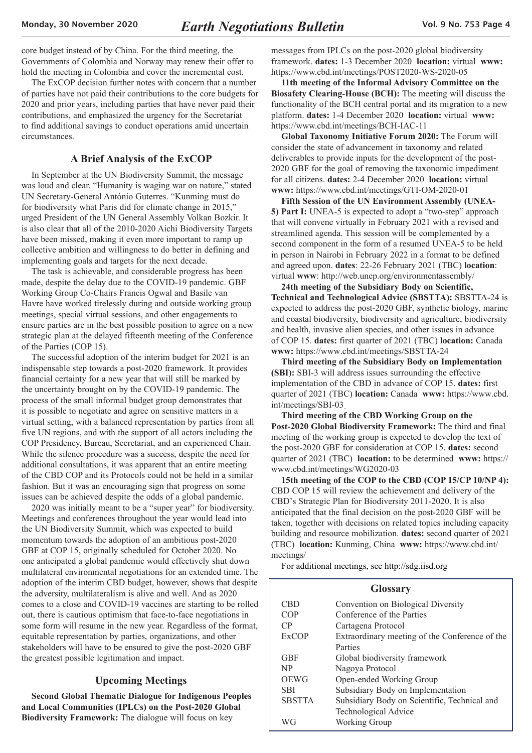core budget instead of by China. For the third meeting, the Governments of Colombia and Norway may renew their offer to hold the meeting in Colombia and cover the incremental cost.

The ExCOP decision further notes with concern that a number of parties have not paid their contributions to the core budgets for 2020 and prior years, including parties that have never paid their contributions, and emphasized the urgency for the Secretariat to find additional savings to conduct operations amid uncertain circumstances.

## A Brief Analysis of the ExCOP

In September at the UN Biodiversity Summit, the message was loud and clear. "Humanity is waging war on nature," stated UN Secretary-General António Guterres. "Kunming must do for biodiversity what Paris did for climate change in 2015," urged President of the UN General Assembly Volkan Bozkir. It is also clear that all of the 2010-2020 Aichi Biodiversity Targets have been missed, making it even more important to ramp up collective ambition and willingness to do better in defining and implementing goals and targets for the next decade.

The task is achievable, and considerable progress has been made, despite the delay due to the COVID-19 pandemic. GBF Working Group Co-Chairs Francis Ogwal and Basile van Havre have worked tirelessly during and outside working group meetings, special virtual sessions, and other engagements to ensure parties are in the best possible position to agree on a new strategic plan at the delayed fifteenth meeting of the Conference of the Parties (COP 15).

The successful adoption of the interim budget for 2021 is an indispensable step towards a post-2020 framework. It provides financial certainty for a new year that will still be marked by the uncertainty brought on by the COVID-19 pandemic. The process of the small informal budget group demonstrates that it is possible to negotiate and agree on sensitive matters in a virtual setting, with a balanced representation by parties from all five UN regions, and with the support of all actors including the COP Presidency, Bureau, Secretariat, and an experienced Chair. While the silence procedure was a success, despite the need for additional consultations, it was apparent that an entire meeting of the CBD COP and its Protocols could not be held in a similar fashion. But it was an encouraging sign that progress on some issues can be achieved despite the odds of a global pandemic.

2020 was initially meant to be a "super year" for biodiversity. Meetings and conferences throughout the year would lead into the UN Biodiversity Summit, which was expected to build momentum towards the adoption of an ambitious post-2020 GBF at COP 15, originally scheduled for October 2020. No one anticipated a global pandemic would effectively shut down multilateral environmental negotiations for an extended time. The adoption of the interim CBD budget, however, shows that despite the adversity, multilateralism is alive and well. And as 2020 comes to a close and COVID-19 vaccines are starting to be rolled out, there is cautious optimism that face-to-face negotiations in some form will resume in the new year. Regardless of the format, equitable representation by parties, organizations, and other stakeholders will have to be ensured to give the post-2020 GBF the greatest possible legitimation and impact.

## Upcoming Meetings

**Second Global Thematic Dialogue for Indigenous Peoples and Local Communities (IPLCs) on the Post-2020 Global Biodiversity Framework:** The dialogue will focus on key messages from IPLCs on the post-2020 global biodiversity framework. **dates:** 1-3 December 2020 **location:** virtual **www:** https://www.cbd.int/meetings/POST2020-WS-2020-05

**11th meeting of the Informal Advisory Committee on the Biosafety Clearing-House (BCH):** The meeting will discuss the functionality of the BCH central portal and its migration to a new platform. **dates:** 1-4 December 2020 **location:** virtual **www:** https://www.cbd.int/meetings/BCH-IAC-11

**Global Taxonomy Initiative Forum 2020:** The Forum will consider the state of advancement in taxonomy and related deliverables to provide inputs for the development of the post-2020 GBF for the goal of removing the taxonomic impediment for all citizens. **dates:** 2-4 December 2020 **location:** virtual **www:** https://www.cbd.int/meetings/GTI-OM-2020-01

**Fifth Session of the UN Environment Assembly (UNEA-5) Part I:** UNEA-5 is expected to adopt a "two-step" approach that will convene virtually in February 2021 with a revised and streamlined agenda. This session will be complemented by a second component in the form of a resumed UNEA-5 to be held in person in Nairobi in February 2022 in a format to be defined and agreed upon. **dates**: 22-26 February 2021 (TBC) **location**: virtual **www**: http://web.unep.org/environmentassembly/

**24th meeting of the Subsidiary Body on Scientific, Technical and Technological Advice (SBSTTA):** SBSTTA-24 is expected to address the post-2020 GBF, synthetic biology, marine and coastal biodiversity, biodiversity and agriculture, biodiversity and health, invasive alien species, and other issues in advance of COP 15. **dates:** first quarter of 2021 (TBC) **location:** Canada **www:** https://www.cbd.int/meetings/SBSTTA-24

**Third meeting of the Subsidiary Body on Implementation (SBI):** SBI-3 will address issues surrounding the effective implementation of the CBD in advance of COP 15. **dates:** first quarter of 2021 (TBC) **location:** Canada **www:** https://www.cbd.int/meetings/SBI-03

**Third meeting of the CBD Working Group on the Post-2020 Global Biodiversity Framework:** The third and final meeting of the working group is expected to develop the text of the post-2020 GBF for consideration at COP 15. **dates:** second quarter of 2021 (TBC) **location:** to be determined **www:** https://www.cbd.int/meetings/WG2020-03

**15th meeting of the COP to the CBD (COP 15/CP 10/NP 4):** CBD COP 15 will review the achievement and delivery of the CBD's Strategic Plan for Biodiversity 2011-2020. It is also anticipated that the final decision on the post-2020 GBF will be taken, together with decisions on related topics including capacity building and resource mobilization. **dates:** second quarter of 2021 (TBC) **location:** Kunming, China **www:** https://www.cbd.int/meetings/

For additional meetings, see http://sdg.iisd.org

### Glossary

| | |
|---|---|
| CBD | Convention on Biological Diversity |
| COP | Conference of the Parties |
| CP | Cartagena Protocol |
| ExCOP | Extraordinary meeting of the Conference of the Parties |
| GBF | Global biodiversity framework |
| NP | Nagoya Protocol |
| OEWG | Open-ended Working Group |
| SBI | Subsidiary Body on Implementation |
| SBSTTA | Subsidiary Body on Scientific, Technical and Technological Advice |
| WG | Working Group |